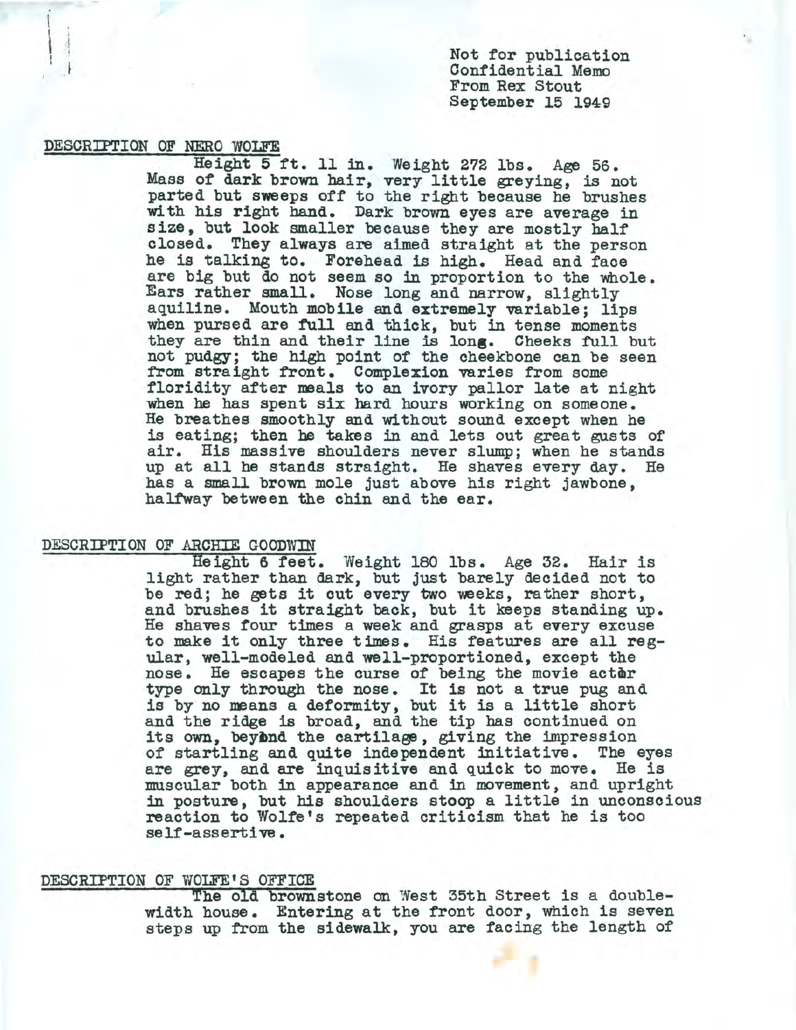Not for publication
Confidential Memo
From Rex Stout
September 15 1949

## DESCRIPTION OF NERO WOLFE

Height 5 ft. 11 in. Weight 272 lbs. Age 56. Mass of dark brown hair, very little greying, is not parted but sweeps off to the right because he brushes with his right hand. Dark brown eyes are average in size, but look smaller because they are mostly half closed. They always are aimed straight at the person he is talking to. Forehead is high. Head and face are big but do not seem so in proportion to the whole. Ears rather small. Nose long and narrow, slightly aquiline. Mouth mobile and extremely variable; lips when pursed are full and thick, but in tense moments they are thin and their line is long. Cheeks full but not pudgy; the high point of the cheekbone can be seen from straight front. Complexion varies from some floridity after meals to an ivory pallor late at night when he has spent six hard hours working on someone. He breathes smoothly and without sound except when he is eating; then he takes in and lets out great gusts of air. His massive shoulders never slump; when he stands up at all he stands straight. He shaves every day. He has a small brown mole just above his right jawbone, halfway between the chin and the ear.

## DESCRIPTION OF ARCHIE GOODWIN

Height 6 feet. Weight 180 lbs. Age 32. Hair is light rather than dark, but just barely decided not to be red; he gets it cut every two weeks, rather short, and brushes it straight back, but it keeps standing up. He shaves four times a week and grasps at every excuse to make it only three times. His features are all regular, well-modeled and well-proportioned, except the nose. He escapes the curse of being the movie actor type only through the nose. It is not a true pug and is by no means a deformity, but it is a little short and the ridge is broad, and the tip has continued on its own, beyond the cartilage, giving the impression of startling and quite independent initiative. The eyes are grey, and are inquisitive and quick to move. He is muscular both in appearance and in movement, and upright in posture, but his shoulders stoop a little in unconscious reaction to Wolfe's repeated criticism that he is too self-assertive.

## DESCRIPTION OF WOLFE'S OFFICE

The old brownstone on West 35th Street is a double-width house. Entering at the front door, which is seven steps up from the sidewalk, you are facing the length of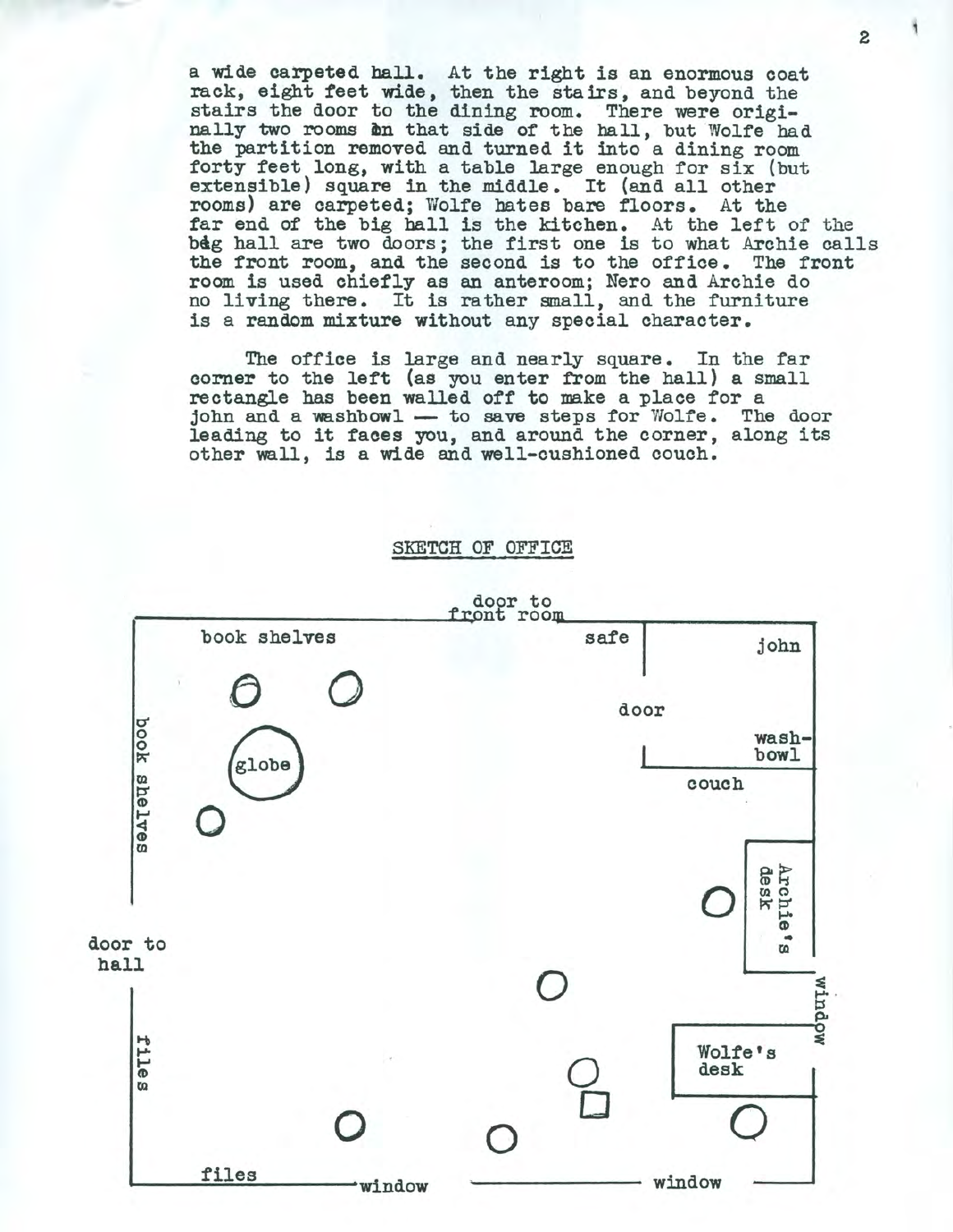a wide carpeted hall. At the right is an enormous coat rack, eight feet wide, then the stairs, and beyond the stairs the door to the dining room. There were originally two rooms on that side of the hall, but Wolfe had the partition removed and turned it into a dining room forty feet long, with a table large enough for six (but extensible) square in the middle. It (and all other rooms) are carpeted; Wolfe hates bare floors. At the far end of the big hall is the kitchen. At the left of the big hall are two doors; the first one is to what Archie calls the front room, and the second is to the office. The front room is used chiefly as an anteroom; Nero and Archie do no living there. It is rather small, and the furniture is a random mixture without any special character.

The office is large and nearly square. In the far corner to the left (as you enter from the hall) a small rectangle has been walled off to make a place for a john and a washbowl — to save steps for Wolfe. The door leading to it faces you, and around the corner, along its other wall, is a wide and well-cushioned couch.

SKETCH OF OFFICE

door to front room

book shelves — safe — john — door — wash-bowl — couch

book shelves — globe — Archie's desk

door to hall — window

files — Wolfe's desk

files — window — window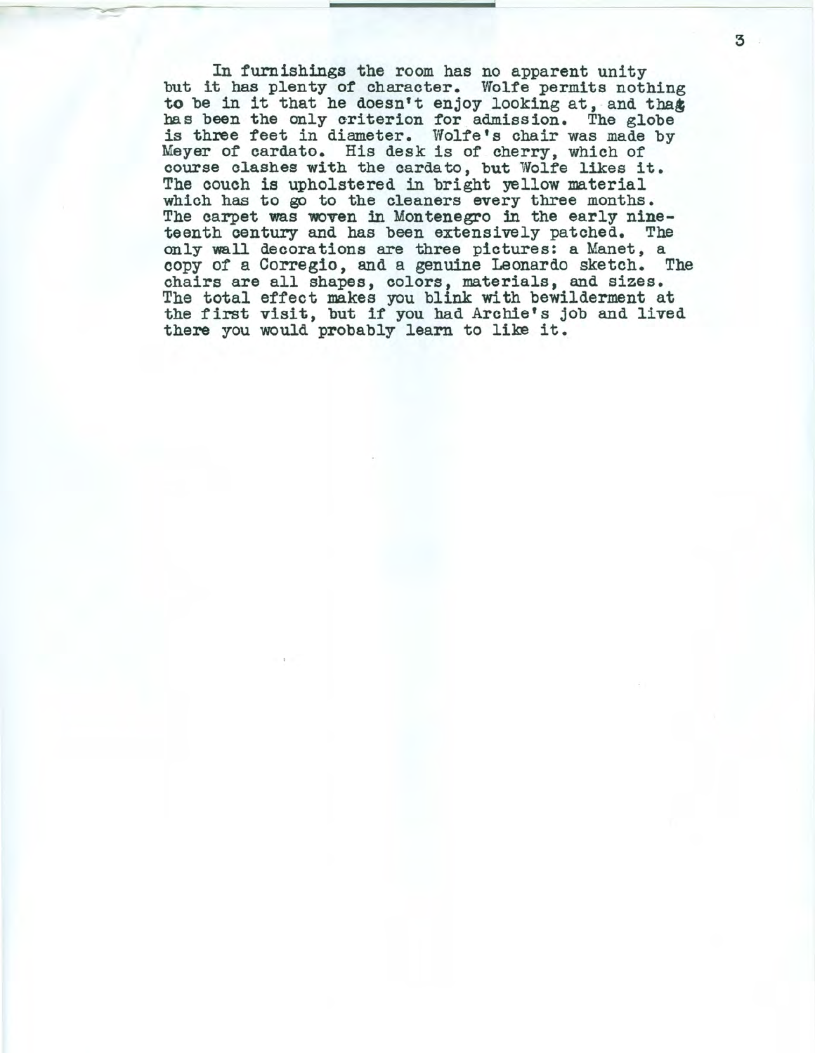In furnishings the room has no apparent unity but it has plenty of character. Wolfe permits nothing to be in it that he doesn't enjoy looking at, and that has been the only criterion for admission. The globe is three feet in diameter. Wolfe's chair was made by Meyer of cardato. His desk is of cherry, which of course clashes with the cardato, but Wolfe likes it. The couch is upholstered in bright yellow material which has to go to the cleaners every three months. The carpet was woven in Montenegro in the early nineteenth century and has been extensively patched. The only wall decorations are three pictures: a Manet, a copy of a Corregio, and a genuine Leonardo sketch. The chairs are all shapes, colors, materials, and sizes. The total effect makes you blink with bewilderment at the first visit, but if you had Archie's job and lived there you would probably learn to like it.